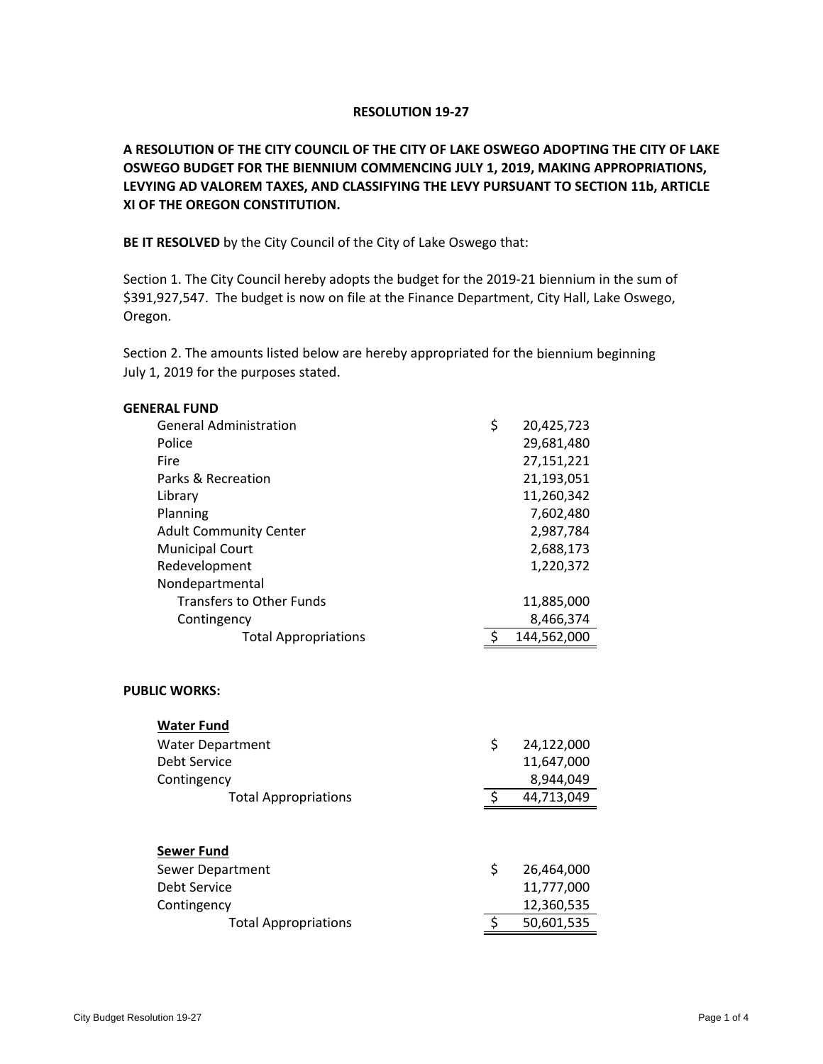# RESOLUTION 19-27

## A RESOLUTION OF THE CITY COUNCIL OF THE CITY OF LAKE OSWEGO ADOPTING THE CITY OF LAKE OSWEGO BUDGET FOR THE BIENNIUM COMMENCING JULY 1, 2019, MAKING APPROPRIATIONS, LEVYING AD VALOREM TAXES, AND CLASSIFYING THE LEVY PURSUANT TO SECTION 11b, ARTICLE XI OF THE OREGON CONSTITUTION.

**BE IT RESOLVED** by the City Council of the City of Lake Oswego that:

Section 1. The City Council hereby adopts the budget for the 2019-21 biennium in the sum of $391,927,547. The budget is now on file at the Finance Department, City Hall, Lake Oswego, Oregon.

Section 2. The amounts listed below are hereby appropriated for the biennium beginning July 1, 2019 for the purposes stated.

**GENERAL FUND**

| | |
|---|---|
| General Administration | $ 20,425,723 |
| Police | 29,681,480 |
| Fire | 27,151,221 |
| Parks & Recreation | 21,193,051 |
| Library | 11,260,342 |
| Planning | 7,602,480 |
| Adult Community Center | 2,987,784 |
| Municipal Court | 2,688,173 |
| Redevelopment | 1,220,372 |
| Nondepartmental | |
| Transfers to Other Funds | 11,885,000 |
| Contingency | 8,466,374 |
| Total Appropriations | $ 144,562,000 |

**PUBLIC WORKS:**

**Water Fund**

| | |
|---|---|
| Water Department | $ 24,122,000 |
| Debt Service | 11,647,000 |
| Contingency | 8,944,049 |
| Total Appropriations | $ 44,713,049 |

**Sewer Fund**

| | |
|---|---|
| Sewer Department | $ 26,464,000 |
| Debt Service | 11,777,000 |
| Contingency | 12,360,535 |
| Total Appropriations | $ 50,601,535 |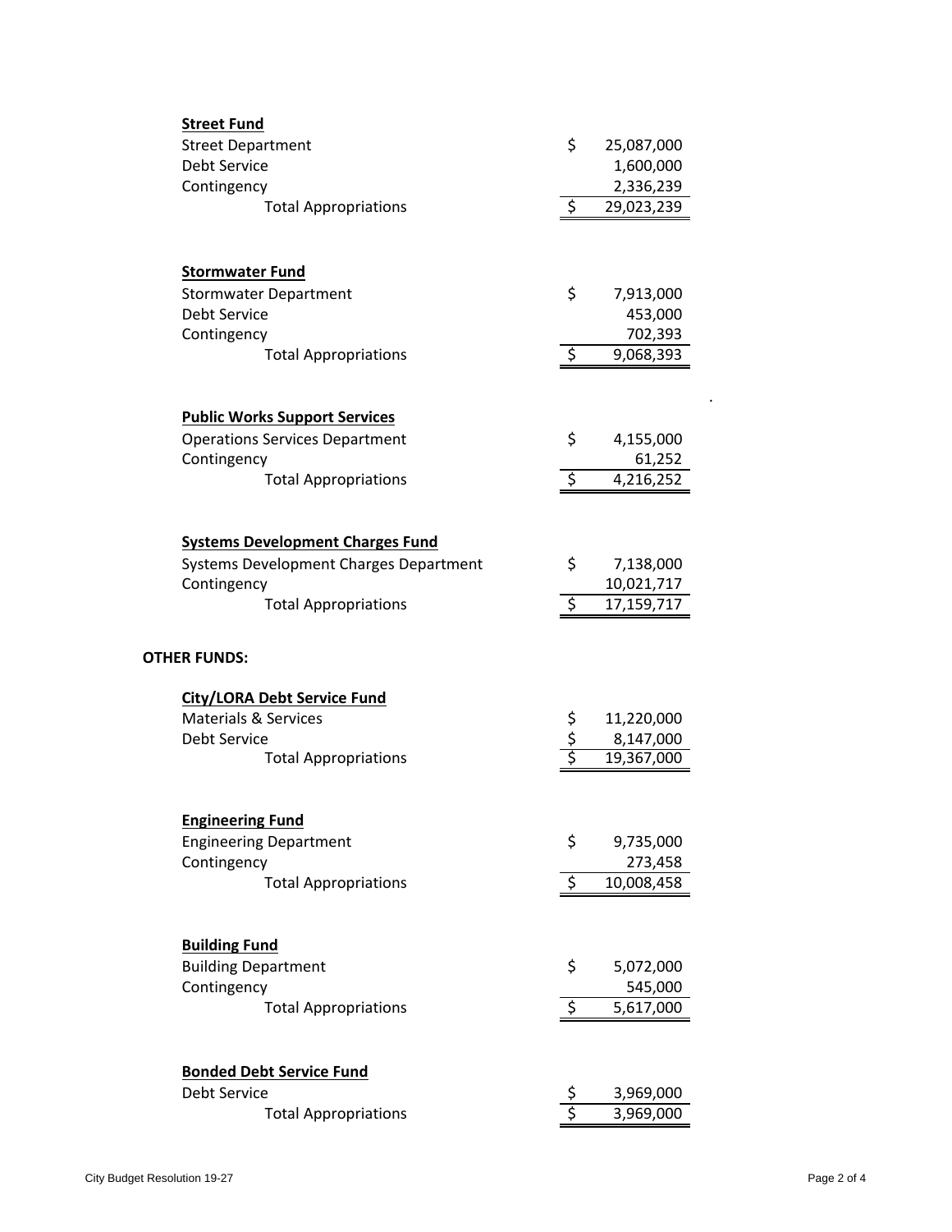**Street Fund**

| | |
|---|---|
| Street Department | $ 25,087,000 |
| Debt Service | 1,600,000 |
| Contingency | 2,336,239 |
| Total Appropriations | $ 29,023,239 |

**Stormwater Fund**

| | |
|---|---|
| Stormwater Department | $ 7,913,000 |
| Debt Service | 453,000 |
| Contingency | 702,393 |
| Total Appropriations | $ 9,068,393 |

**Public Works Support Services**

| | |
|---|---|
| Operations Services Department | $ 4,155,000 |
| Contingency | 61,252 |
| Total Appropriations | $ 4,216,252 |

**Systems Development Charges Fund**

| | |
|---|---|
| Systems Development Charges Department | $ 7,138,000 |
| Contingency | 10,021,717 |
| Total Appropriations | $ 17,159,717 |

**OTHER FUNDS:**

**City/LORA Debt Service Fund**

| | |
|---|---|
| Materials & Services | $ 11,220,000 |
| Debt Service | $ 8,147,000 |
| Total Appropriations | $ 19,367,000 |

**Engineering Fund**

| | |
|---|---|
| Engineering Department | $ 9,735,000 |
| Contingency | 273,458 |
| Total Appropriations | $ 10,008,458 |

**Building Fund**

| | |
|---|---|
| Building Department | $ 5,072,000 |
| Contingency | 545,000 |
| Total Appropriations | $ 5,617,000 |

**Bonded Debt Service Fund**

| | |
|---|---|
| Debt Service | $ 3,969,000 |
| Total Appropriations | $ 3,969,000 |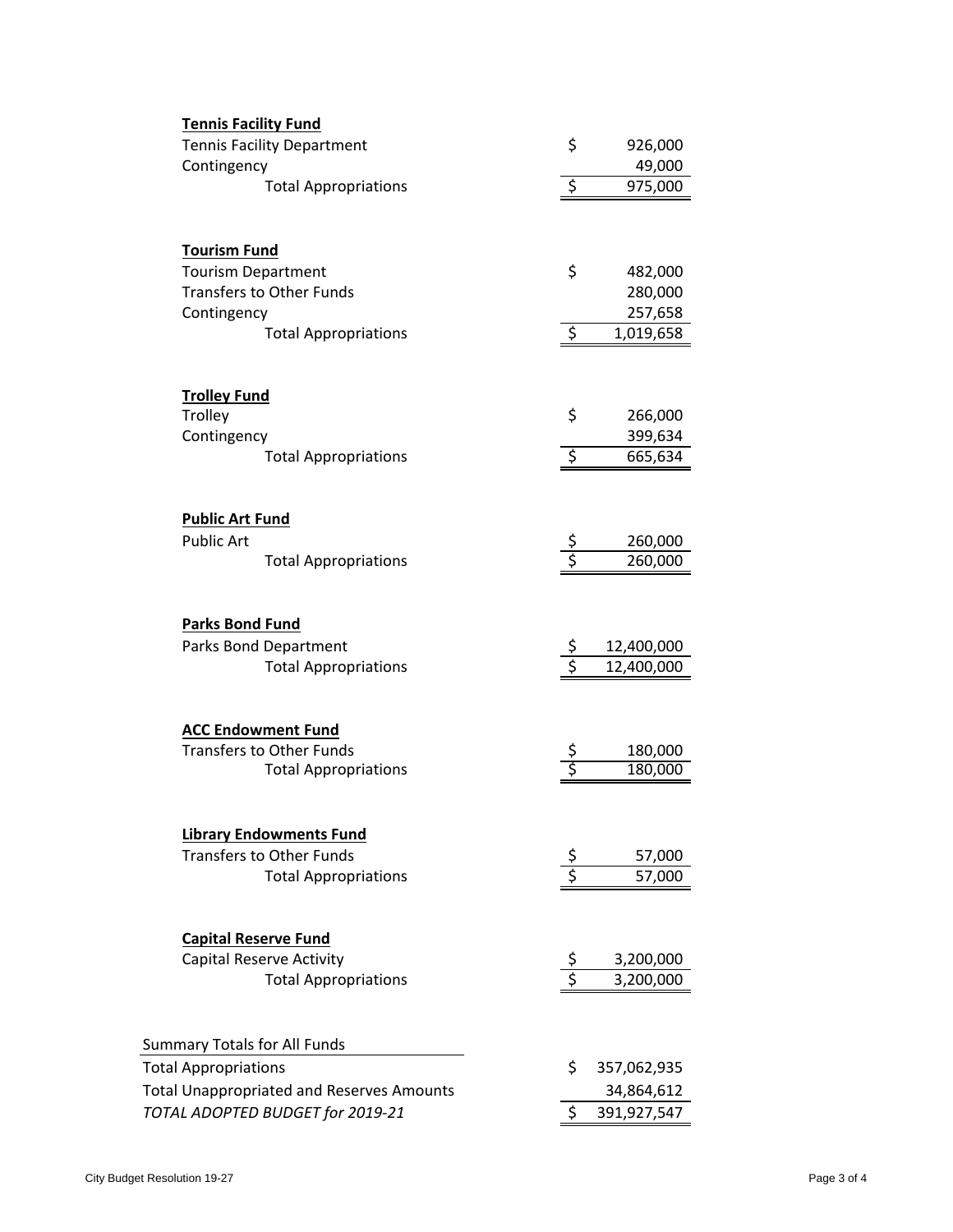**Tennis Facility Fund**

| | | |
|---|---|---|
| Tennis Facility Department | $ | 926,000 |
| Contingency | | 49,000 |
| Total Appropriations | $ | 975,000 |

**Tourism Fund**

| | | |
|---|---|---|
| Tourism Department | $ | 482,000 |
| Transfers to Other Funds | | 280,000 |
| Contingency | | 257,658 |
| Total Appropriations | $ | 1,019,658 |

**Trolley Fund**

| | | |
|---|---|---|
| Trolley | $ | 266,000 |
| Contingency | | 399,634 |
| Total Appropriations | $ | 665,634 |

**Public Art Fund**

| | | |
|---|---|---|
| Public Art | $ | 260,000 |
| Total Appropriations | $ | 260,000 |

**Parks Bond Fund**

| | | |
|---|---|---|
| Parks Bond Department | $ | 12,400,000 |
| Total Appropriations | $ | 12,400,000 |

**ACC Endowment Fund**

| | | |
|---|---|---|
| Transfers to Other Funds | $ | 180,000 |
| Total Appropriations | $ | 180,000 |

**Library Endowments Fund**

| | | |
|---|---|---|
| Transfers to Other Funds | $ | 57,000 |
| Total Appropriations | $ | 57,000 |

**Capital Reserve Fund**

| | | |
|---|---|---|
| Capital Reserve Activity | $ | 3,200,000 |
| Total Appropriations | $ | 3,200,000 |

| Summary Totals for All Funds | | |
|---|---|---|
| Total Appropriations | $ | 357,062,935 |
| Total Unappropriated and Reserves Amounts | | 34,864,612 |
| *TOTAL ADOPTED BUDGET for 2019-21* | $ | 391,927,547 |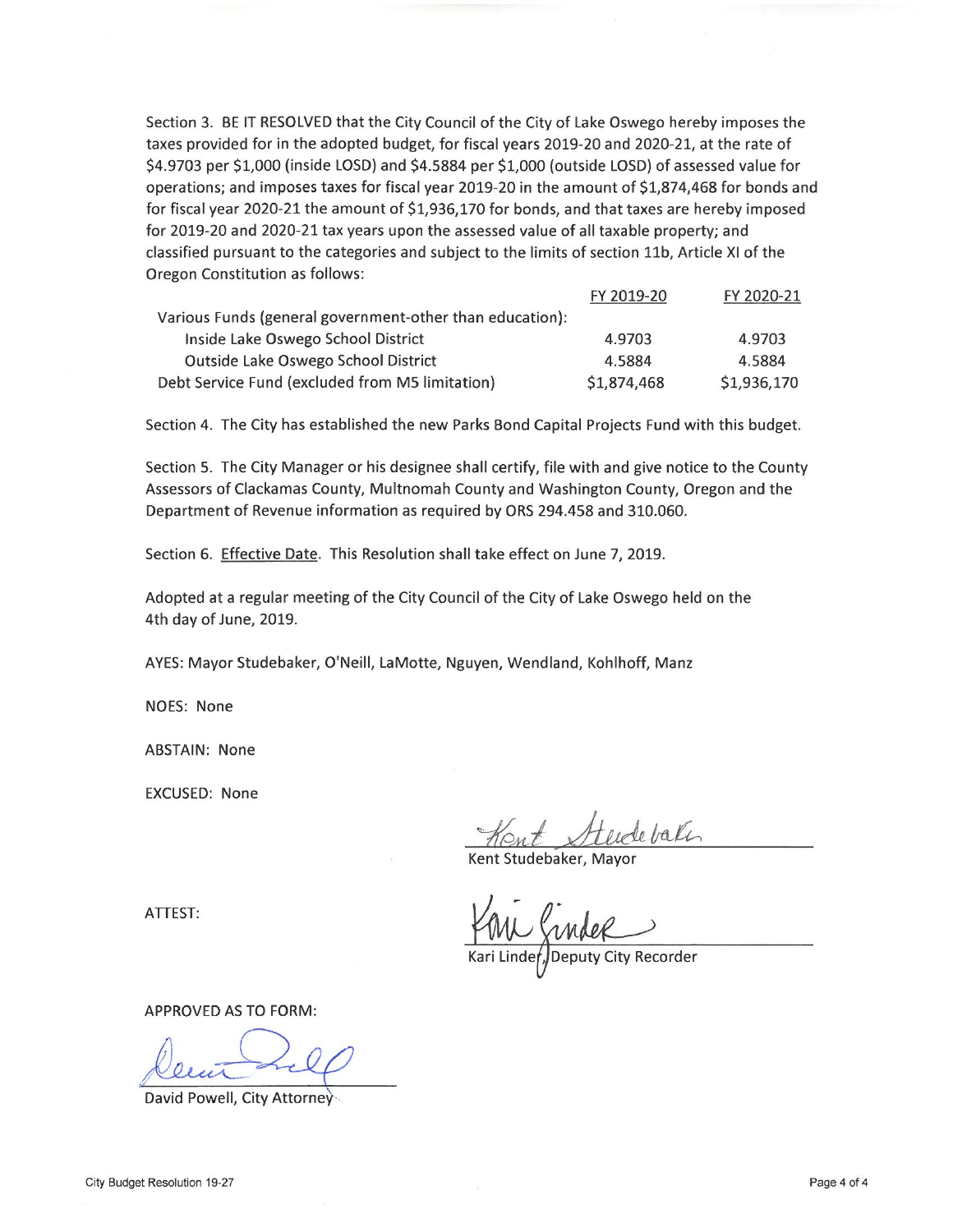Section 3. BE IT RESOLVED that the City Council of the City of Lake Oswego hereby imposes the taxes provided for in the adopted budget, for fiscal years 2019-20 and 2020-21, at the rate of $4.9703 per $1,000 (inside LOSD) and $4.5884 per $1,000 (outside LOSD) of assessed value for operations; and imposes taxes for fiscal year 2019-20 in the amount of $1,874,468 for bonds and for fiscal year 2020-21 the amount of $1,936,170 for bonds, and that taxes are hereby imposed for 2019-20 and 2020-21 tax years upon the assessed value of all taxable property; and classified pursuant to the categories and subject to the limits of section 11b, Article XI of the Oregon Constitution as follows:

| | FY 2019-20 | FY 2020-21 |
|---|---|---|
| Various Funds (general government-other than education): | | |
| Inside Lake Oswego School District | 4.9703 | 4.9703 |
| Outside Lake Oswego School District | 4.5884 | 4.5884 |
| Debt Service Fund (excluded from M5 limitation) | $1,874,468 | $1,936,170 |

Section 4. The City has established the new Parks Bond Capital Projects Fund with this budget.

Section 5. The City Manager or his designee shall certify, file with and give notice to the County Assessors of Clackamas County, Multnomah County and Washington County, Oregon and the Department of Revenue information as required by ORS 294.458 and 310.060.

Section 6. Effective Date. This Resolution shall take effect on June 7, 2019.

Adopted at a regular meeting of the City Council of the City of Lake Oswego held on the 4th day of June, 2019.

AYES: Mayor Studebaker, O'Neill, LaMotte, Nguyen, Wendland, Kohlhoff, Manz

NOES: None

ABSTAIN: None

EXCUSED: None

Kent Studebaker, Mayor

ATTEST:

Kari Linder, Deputy City Recorder

APPROVED AS TO FORM:

David Powell, City Attorney